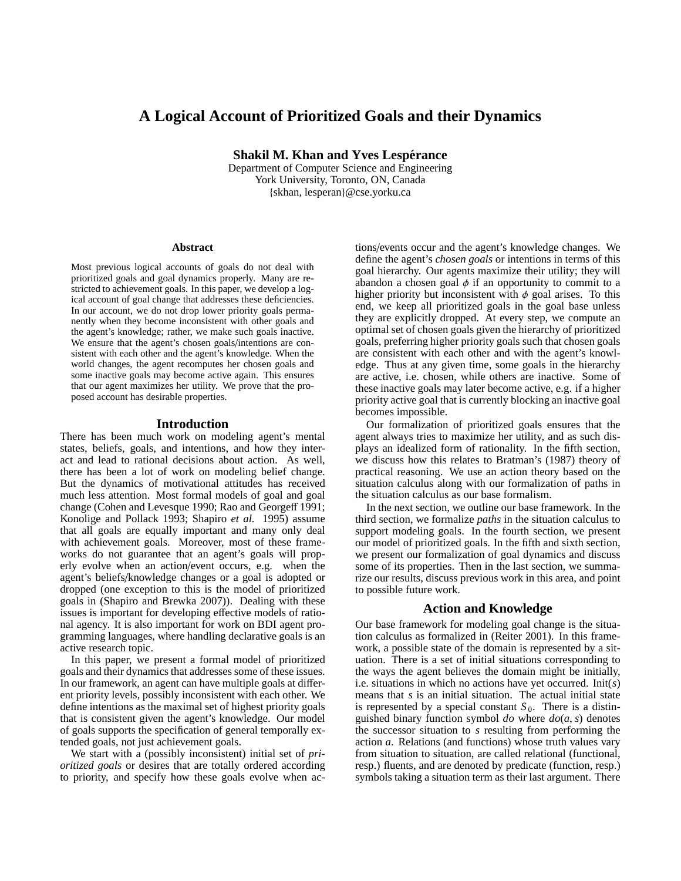# A Logical Account of Prioritized Goals and their Dynamics

**Shakil M. Khan and Yves Lespérance**
Department of Computer Science and Engineering
York University, Toronto, ON, Canada
{skhan, lesperan}@cse.yorku.ca

### Abstract

Most previous logical accounts of goals do not deal with prioritized goals and goal dynamics properly. Many are restricted to achievement goals. In this paper, we develop a logical account of goal change that addresses these deficiencies. In our account, we do not drop lower priority goals permanently when they become inconsistent with other goals and the agent's knowledge; rather, we make such goals inactive. We ensure that the agent's chosen goals/intentions are consistent with each other and the agent's knowledge. When the world changes, the agent recomputes her chosen goals and some inactive goals may become active again. This ensures that our agent maximizes her utility. We prove that the proposed account has desirable properties.

## Introduction

There has been much work on modeling agent's mental states, beliefs, goals, and intentions, and how they interact and lead to rational decisions about action. As well, there has been a lot of work on modeling belief change. But the dynamics of motivational attitudes has received much less attention. Most formal models of goal and goal change (Cohen and Levesque 1990; Rao and Georgeff 1991; Konolige and Pollack 1993; Shapiro *et al.* 1995) assume that all goals are equally important and many only deal with achievement goals. Moreover, most of these frameworks do not guarantee that an agent's goals will properly evolve when an action/event occurs, e.g. when the agent's beliefs/knowledge changes or a goal is adopted or dropped (one exception to this is the model of prioritized goals in (Shapiro and Brewka 2007)). Dealing with these issues is important for developing effective models of rational agency. It is also important for work on BDI agent programming languages, where handling declarative goals is an active research topic.

In this paper, we present a formal model of prioritized goals and their dynamics that addresses some of these issues. In our framework, an agent can have multiple goals at different priority levels, possibly inconsistent with each other. We define intentions as the maximal set of highest priority goals that is consistent given the agent's knowledge. Our model of goals supports the specification of general temporally extended goals, not just achievement goals.

We start with a (possibly inconsistent) initial set of *prioritized goals* or desires that are totally ordered according to priority, and specify how these goals evolve when actions/events occur and the agent's knowledge changes. We define the agent's *chosen goals* or intentions in terms of this goal hierarchy. Our agents maximize their utility; they will abandon a chosen goal $\phi$ if an opportunity to commit to a higher priority but inconsistent with $\phi$ goal arises. To this end, we keep all prioritized goals in the goal base unless they are explicitly dropped. At every step, we compute an optimal set of chosen goals given the hierarchy of prioritized goals, preferring higher priority goals such that chosen goals are consistent with each other and with the agent's knowledge. Thus at any given time, some goals in the hierarchy are active, i.e. chosen, while others are inactive. Some of these inactive goals may later become active, e.g. if a higher priority active goal that is currently blocking an inactive goal becomes impossible.

Our formalization of prioritized goals ensures that the agent always tries to maximize her utility, and as such displays an idealized form of rationality. In the fifth section, we discuss how this relates to Bratman's (1987) theory of practical reasoning. We use an action theory based on the situation calculus along with our formalization of paths in the situation calculus as our base formalism.

In the next section, we outline our base framework. In the third section, we formalize *paths* in the situation calculus to support modeling goals. In the fourth section, we present our model of prioritized goals. In the fifth and sixth section, we present our formalization of goal dynamics and discuss some of its properties. Then in the last section, we summarize our results, discuss previous work in this area, and point to possible future work.

## Action and Knowledge

Our base framework for modeling goal change is the situation calculus as formalized in (Reiter 2001). In this framework, a possible state of the domain is represented by a situation. There is a set of initial situations corresponding to the ways the agent believes the domain might be initially, i.e. situations in which no actions have yet occurred. Init($s$) means that $s$ is an initial situation. The actual initial state is represented by a special constant $S_0$. There is a distinguished binary function symbol *do* where $do(a, s)$ denotes the successor situation to $s$ resulting from performing the action $a$. Relations (and functions) whose truth values vary from situation to situation, are called relational (functional, resp.) fluents, and are denoted by predicate (function, resp.) symbols taking a situation term as their last argument. There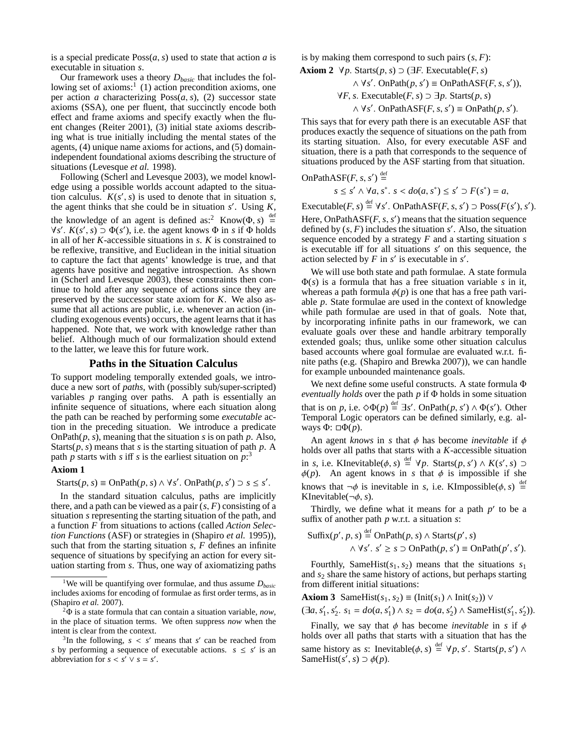is a special predicate $\text{Poss}(a, s)$ used to state that action $a$ is executable in situation $s$.

Our framework uses a theory $D_{basic}$ that includes the following set of axioms:[1] (1) action precondition axioms, one per action $a$ characterizing $\text{Poss}(a, s)$, (2) successor state axioms (SSA), one per fluent, that succinctly encode both effect and frame axioms and specify exactly when the fluent changes (Reiter 2001), (3) initial state axioms describing what is true initially including the mental states of the agents, (4) unique name axioms for actions, and (5) domain-independent foundational axioms describing the structure of situations (Levesque *et al.* 1998).

Following (Scherl and Levesque 2003), we model knowledge using a possible worlds account adapted to the situation calculus. $K(s', s)$ is used to denote that in situation $s$, the agent thinks that she could be in situation $s'$. Using $K$, the knowledge of an agent is defined as:[2] $\text{Know}(\Phi, s) \stackrel{\text{def}}{=} \forall s'.\ K(s', s) \supset \Phi(s')$, i.e. the agent knows $\Phi$ in $s$ if $\Phi$ holds in all of her $K$-accessible situations in $s$. $K$ is constrained to be reflexive, transitive, and Euclidean in the initial situation to capture the fact that agents' knowledge is true, and that agents have positive and negative introspection. As shown in (Scherl and Levesque 2003), these constraints then continue to hold after any sequence of actions since they are preserved by the successor state axiom for $K$. We also assume that all actions are public, i.e. whenever an action (including exogenous events) occurs, the agent learns that it has happened. Note that, we work with knowledge rather than belief. Although much of our formalization should extend to the latter, we leave this for future work.

## Paths in the Situation Calculus

To support modeling temporally extended goals, we introduce a new sort of *paths*, with (possibly sub/super-scripted) variables $p$ ranging over paths. A path is essentially an infinite sequence of situations, where each situation along the path can be reached by performing some *executable* action in the preceding situation. We introduce a predicate $\text{OnPath}(p, s)$, meaning that the situation $s$ is on path $p$. Also, $\text{Starts}(p, s)$ means that $s$ is the starting situation of path $p$. A path $p$ starts with $s$ iff $s$ is the earliest situation on $p$:[3]

**Axiom 1**

$$\text{Starts}(p, s) \equiv \text{OnPath}(p, s) \land \forall s'.\ \text{OnPath}(p, s') \supset s \le s'.$$

In the standard situation calculus, paths are implicitly there, and a path can be viewed as a pair $(s, F)$ consisting of a situation $s$ representing the starting situation of the path, and a function $F$ from situations to actions (called *Action Selection Functions* (ASF) or strategies in (Shapiro *et al.* 1995)), such that from the starting situation $s$, $F$ defines an infinite sequence of situations by specifying an action for every situation starting from $s$. Thus, one way of axiomatizing paths is by making them correspond to such pairs $(s, F)$:

**Axiom 2**

$$\begin{aligned}
&\forall p.\ \text{Starts}(p, s) \supset (\exists F.\ \text{Executable}(F, s)\\
&\qquad \land \forall s'.\ \text{OnPath}(p, s') \equiv \text{OnPathASF}(F, s, s')),\\
&\forall F, s.\ \text{Executable}(F, s) \supset \exists p.\ \text{Starts}(p, s)\\
&\qquad \land \forall s'.\ \text{OnPathASF}(F, s, s') \equiv \text{OnPath}(p, s').
\end{aligned}$$

This says that for every path there is an executable ASF that produces exactly the sequence of situations on the path from its starting situation. Also, for every executable ASF and situation, there is a path that corresponds to the sequence of situations produced by the ASF starting from that situation.

$$\begin{aligned}
&\text{OnPathASF}(F, s, s') \stackrel{\text{def}}{=}\\
&\qquad s \le s' \land \forall a, s^*.\ s < do(a, s^*) \le s' \supset F(s^*) = a,
\end{aligned}$$

$$\text{Executable}(F, s) \stackrel{\text{def}}{=} \forall s'.\ \text{OnPathASF}(F, s, s') \supset \text{Poss}(F(s'), s').$$

Here, $\text{OnPathASF}(F, s, s')$ means that the situation sequence defined by $(s, F)$ includes the situation $s'$. Also, the situation sequence encoded by a strategy $F$ and a starting situation $s$ is executable iff for all situations $s'$ on this sequence, the action selected by $F$ in $s'$ is executable in $s'$.

We will use both state and path formulae. A state formula $\Phi(s)$ is a formula that has a free situation variable $s$ in it, whereas a path formula $\phi(p)$ is one that has a free path variable $p$. State formulae are used in the context of knowledge while path formulae are used in that of goals. Note that, by incorporating infinite paths in our framework, we can evaluate goals over these and handle arbitrary temporally extended goals; thus, unlike some other situation calculus based accounts where goal formulae are evaluated w.r.t. finite paths (e.g. (Shapiro and Brewka 2007)), we can handle for example unbounded maintenance goals.

We next define some useful constructs. A state formula $\Phi$ *eventually holds* over the path $p$ if $\Phi$ holds in some situation that is on $p$, i.e. $\Diamond\Phi(p) \stackrel{\text{def}}{=} \exists s'.\ \text{OnPath}(p, s') \land \Phi(s')$. Other Temporal Logic operators can be defined similarly, e.g. always $\Phi$: $\Box\Phi(p)$.

An agent *knows* in $s$ that $\phi$ has become *inevitable* if $\phi$ holds over all paths that starts with a $K$-accessible situation in $s$, i.e. $\text{KInevitable}(\phi, s) \stackrel{\text{def}}{=} \forall p.\ \text{Starts}(p, s') \land K(s', s) \supset \phi(p)$. An agent knows in $s$ that $\phi$ is impossible if she knows that $\neg\phi$ is inevitable in $s$, i.e. $\text{KImpossible}(\phi, s) \stackrel{\text{def}}{=} \text{KInevitable}(\neg\phi, s)$.

Thirdly, we define what it means for a path $p'$ to be a suffix of another path $p$ w.r.t. a situation $s$:

$$\begin{aligned}
&\text{Suffix}(p', p, s) \stackrel{\text{def}}{=} \text{OnPath}(p, s) \land \text{Starts}(p', s)\\
&\qquad \land \forall s'.\ s' \ge s \supset \text{OnPath}(p, s') \equiv \text{OnPath}(p', s').
\end{aligned}$$

Fourthly, $\text{SameHist}(s_1, s_2)$ means that the situations $s_1$ and $s_2$ share the same history of actions, but perhaps starting from different initial situations:

**Axiom 3** $\text{SameHist}(s_1, s_2) \equiv (\text{Init}(s_1) \land \text{Init}(s_2)) \lor$
$(\exists a, s_1', s_2'.\ s_1 = do(a, s_1') \land s_2 = do(a, s_2') \land \text{SameHist}(s_1', s_2'))$.

Finally, we say that $\phi$ has become *inevitable* in $s$ if $\phi$ holds over all paths that starts with a situation that has the same history as $s$: $\text{Inevitable}(\phi, s) \stackrel{\text{def}}{=} \forall p, s'.\ \text{Starts}(p, s') \land \text{SameHist}(s', s) \supset \phi(p)$.

---

[1] We will be quantifying over formulae, and thus assume $D_{basic}$ includes axioms for encoding of formulae as first order terms, as in (Shapiro *et al.* 2007).

[2] $\Phi$ is a state formula that can contain a situation variable, *now*, in the place of situation terms. We often suppress *now* when the intent is clear from the context.

[3] In the following, $s < s'$ means that $s'$ can be reached from $s$ by performing a sequence of executable actions. $s \le s'$ is an abbreviation for $s < s' \lor s = s'$.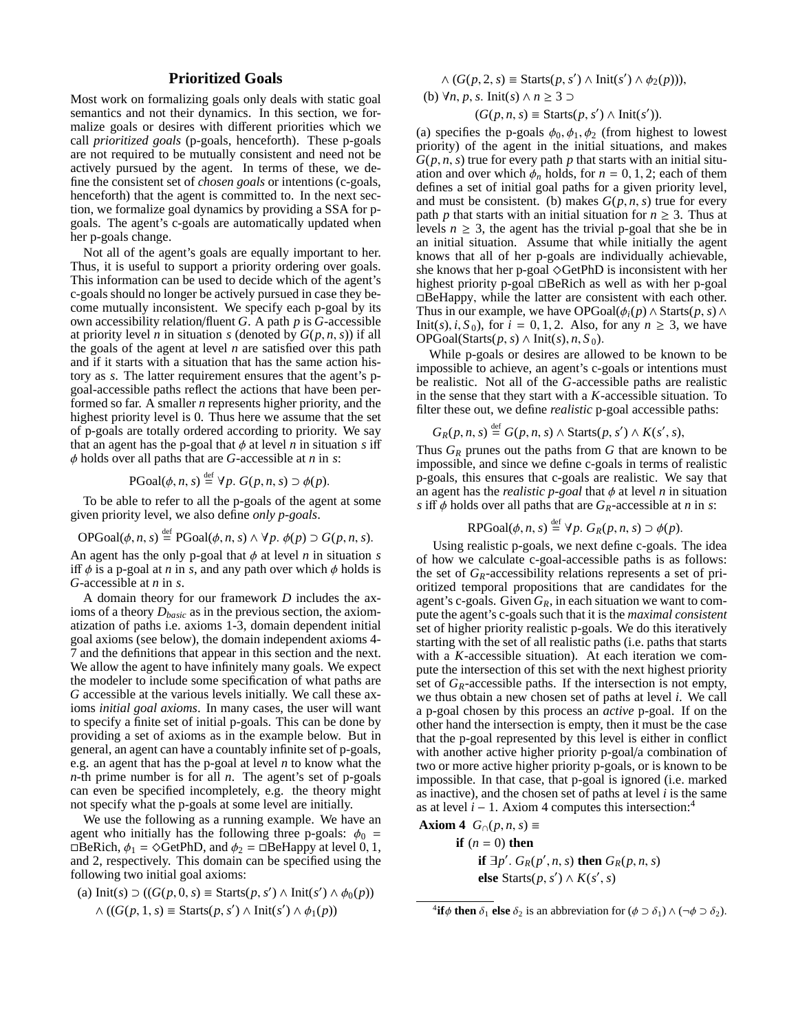## Prioritized Goals

Most work on formalizing goals only deals with static goal semantics and not their dynamics. In this section, we formalize goals or desires with different priorities which we call *prioritized goals* (p-goals, henceforth). These p-goals are not required to be mutually consistent and need not be actively pursued by the agent. In terms of these, we define the consistent set of *chosen goals* or intentions (c-goals, henceforth) that the agent is committed to. In the next section, we formalize goal dynamics by providing a SSA for p-goals. The agent's c-goals are automatically updated when her p-goals change.

Not all of the agent's goals are equally important to her. Thus, it is useful to support a priority ordering over goals. This information can be used to decide which of the agent's c-goals should no longer be actively pursued in case they become mutually inconsistent. We specify each p-goal by its own accessibility relation/fluent $G$. A path $p$ is $G$-accessible at priority level $n$ in situation $s$ (denoted by $G(p, n, s)$) if all the goals of the agent at level $n$ are satisfied over this path and if it starts with a situation that has the same action history as $s$. The latter requirement ensures that the agent's p-goal-accessible paths reflect the actions that have been performed so far. A smaller $n$ represents higher priority, and the highest priority level is 0. Thus here we assume that the set of p-goals are totally ordered according to priority. We say that an agent has the p-goal that $\phi$ at level $n$ in situation $s$ iff $\phi$ holds over all paths that are $G$-accessible at $n$ in $s$:

$$\text{PGoal}(\phi, n, s) \stackrel{\text{def}}{=} \forall p.\ G(p, n, s) \supset \phi(p).$$

To be able to refer to all the p-goals of the agent at some given priority level, we also define *only p-goals*.

$$\text{OPGoal}(\phi, n, s) \stackrel{\text{def}}{=} \text{PGoal}(\phi, n, s) \wedge \forall p.\ \phi(p) \supset G(p, n, s).$$

An agent has the only p-goal that $\phi$ at level $n$ in situation $s$ iff $\phi$ is a p-goal at $n$ in $s$, and any path over which $\phi$ holds is $G$-accessible at $n$ in $s$.

A domain theory for our framework $D$ includes the axioms of a theory $D_{basic}$ as in the previous section, the axiomatization of paths i.e. axioms 1-3, domain dependent initial goal axioms (see below), the domain independent axioms 4-7 and the definitions that appear in this section and the next. We allow the agent to have infinitely many goals. We expect the modeler to include some specification of what paths are $G$ accessible at the various levels initially. We call these axioms *initial goal axioms*. In many cases, the user will want to specify a finite set of initial p-goals. This can be done by providing a set of axioms as in the example below. But in general, an agent can have a countably infinite set of p-goals, e.g. an agent that has the p-goal at level $n$ to know what the $n$-th prime number is for all $n$. The agent's set of p-goals can even be specified incompletely, e.g. the theory might not specify what the p-goals at some level are initially.

We use the following as a running example. We have an agent who initially has the following three p-goals: $\phi_0 = \Box\text{BeRich}$, $\phi_1 = \Diamond\text{GetPhD}$, and $\phi_2 = \Box\text{BeHappy}$ at level 0, 1, and 2, respectively. This domain can be specified using the following two initial goal axioms:

(a) $\text{Init}(s) \supset ((G(p, 0, s) \equiv \text{Starts}(p, s') \wedge \text{Init}(s') \wedge \phi_0(p))$
$\quad \wedge ((G(p, 1, s) \equiv \text{Starts}(p, s') \wedge \text{Init}(s') \wedge \phi_1(p))$
$\quad \wedge (G(p, 2, s) \equiv \text{Starts}(p, s') \wedge \text{Init}(s') \wedge \phi_2(p))),$

(b) $\forall n, p, s.\ \text{Init}(s) \wedge n \geq 3 \supset$
$\quad (G(p, n, s) \equiv \text{Starts}(p, s') \wedge \text{Init}(s')).$

(a) specifies the p-goals $\phi_0, \phi_1, \phi_2$ (from highest to lowest priority) of the agent in the initial situations, and makes $G(p, n, s)$ true for every path $p$ that starts with an initial situation and over which $\phi_n$ holds, for $n = 0, 1, 2$; each of them defines a set of initial goal paths for a given priority level, and must be consistent. (b) makes $G(p, n, s)$ true for every path $p$ that starts with an initial situation for $n \geq 3$. Thus at levels $n \geq 3$, the agent has the trivial p-goal that she be in an initial situation. Assume that while initially the agent knows that all of her p-goals are individually achievable, she knows that her p-goal $\Diamond\text{GetPhD}$ is inconsistent with her highest priority p-goal $\Box\text{BeRich}$ as well as with her p-goal $\Box\text{BeHappy}$, while the latter are consistent with each other. Thus in our example, we have $\text{OPGoal}(\phi_i(p) \wedge \text{Starts}(p, s) \wedge \text{Init}(s), i, S_0)$, for $i = 0, 1, 2$. Also, for any $n \geq 3$, we have $\text{OPGoal}(\text{Starts}(p, s) \wedge \text{Init}(s), n, S_0)$.

While p-goals or desires are allowed to be known to be impossible to achieve, an agent's c-goals or intentions must be realistic. Not all of the $G$-accessible paths are realistic in the sense that they start with a $K$-accessible situation. To filter these out, we define *realistic* p-goal accessible paths:

$$G_R(p, n, s) \stackrel{\text{def}}{=} G(p, n, s) \wedge \text{Starts}(p, s') \wedge K(s', s),$$

Thus $G_R$ prunes out the paths from $G$ that are known to be impossible, and since we define c-goals in terms of realistic p-goals, this ensures that c-goals are realistic. We say that an agent has the *realistic p-goal* that $\phi$ at level $n$ in situation $s$ iff $\phi$ holds over all paths that are $G_R$-accessible at $n$ in $s$:

$$\text{RPGoal}(\phi, n, s) \stackrel{\text{def}}{=} \forall p.\ G_R(p, n, s) \supset \phi(p).$$

Using realistic p-goals, we next define c-goals. The idea of how we calculate c-goal-accessible paths is as follows: the set of $G_R$-accessibility relations represents a set of prioritized temporal propositions that are candidates for the agent's c-goals. Given $G_R$, in each situation we want to compute the agent's c-goals such that it is the *maximal consistent* set of higher priority realistic p-goals. We do this iteratively starting with the set of all realistic paths (i.e. paths that starts with a $K$-accessible situation). At each iteration we compute the intersection of this set with the next highest priority set of $G_R$-accessible paths. If the intersection is not empty, we thus obtain a new chosen set of paths at level $i$. We call a p-goal chosen by this process an *active* p-goal. If on the other hand the intersection is empty, then it must be the case that the p-goal represented by this level is either in conflict with another active higher priority p-goal/a combination of two or more active higher priority p-goals, or is known to be impossible. In that case, that p-goal is ignored (i.e. marked as inactive), and the chosen set of paths at level $i$ is the same as at level $i - 1$. Axiom 4 computes this intersection:[4]

**Axiom 4** $G_\cap(p, n, s) \equiv$
$\quad$ **if** $(n = 0)$ **then**
$\quad\quad$ **if** $\exists p'.\ G_R(p', n, s)$ **then** $G_R(p, n, s)$
$\quad\quad$ **else** $\text{Starts}(p, s') \wedge K(s', s)$

[4] **if** $\phi$ **then** $\delta_1$ **else** $\delta_2$ is an abbreviation for $(\phi \supset \delta_1) \wedge (\neg\phi \supset \delta_2)$.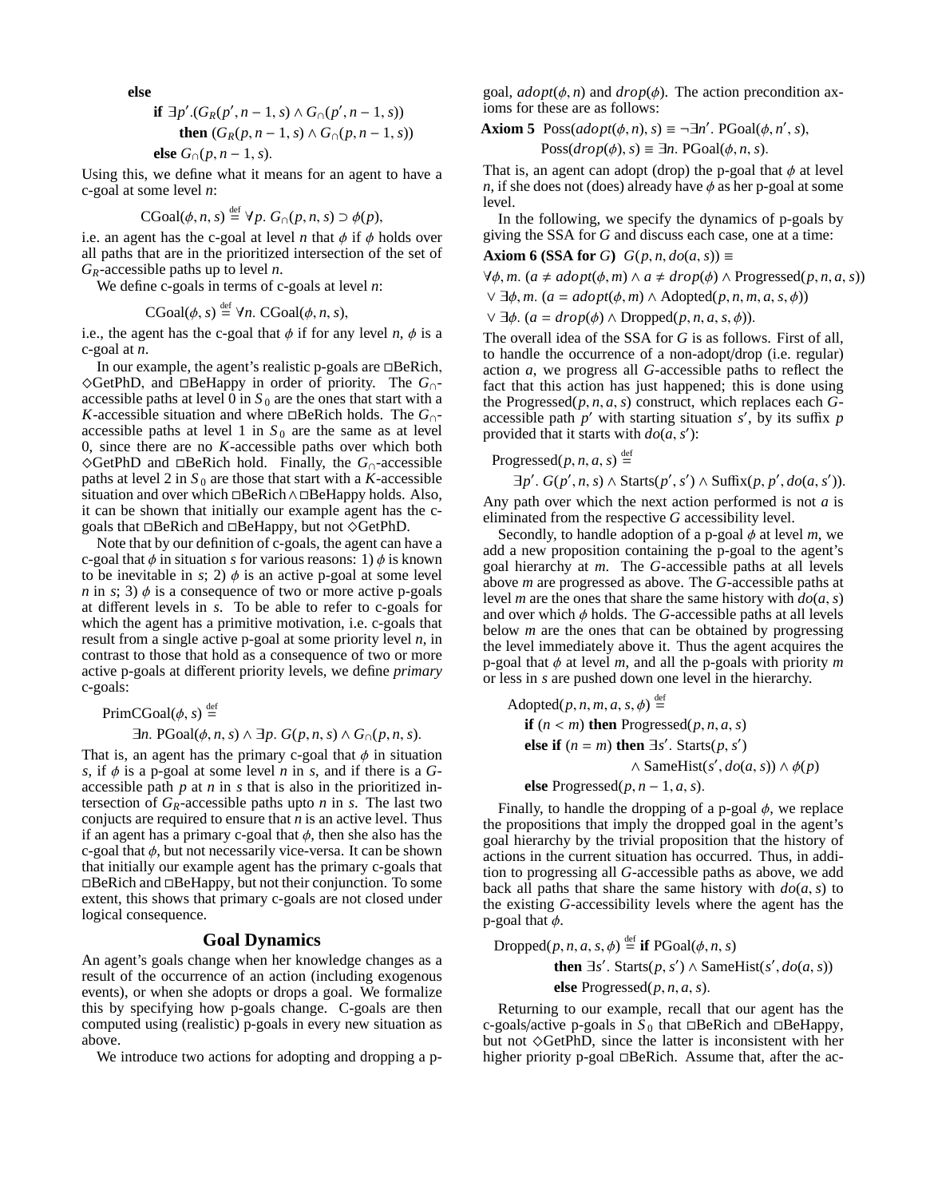$$
\begin{aligned}
&\textbf{else} \\
&\quad \textbf{if } \exists p'.(G_R(p', n-1, s) \wedge G_\cap(p', n-1, s)) \\
&\quad\quad \textbf{then } (G_R(p, n-1, s) \wedge G_\cap(p, n-1, s)) \\
&\quad \textbf{else } G_\cap(p, n-1, s).
\end{aligned}
$$

Using this, we define what it means for an agent to have a c-goal at some level $n$:

$$\text{CGoal}(\phi, n, s) \stackrel{\text{def}}{=} \forall p.\ G_\cap(p, n, s) \supset \phi(p),$$

i.e. an agent has the c-goal at level $n$ that $\phi$ if $\phi$ holds over all paths that are in the prioritized intersection of the set of $G_R$-accessible paths up to level $n$.

We define c-goals in terms of c-goals at level $n$:

$$\text{CGoal}(\phi, s) \stackrel{\text{def}}{=} \forall n.\ \text{CGoal}(\phi, n, s),$$

i.e., the agent has the c-goal that $\phi$ if for any level $n$, $\phi$ is a c-goal at $n$.

In our example, the agent's realistic p-goals are $\Box$BeRich, $\Diamond$GetPhD, and $\Box$BeHappy in order of priority. The $G_\cap$-accessible paths at level 0 in $S_0$ are the ones that start with a $K$-accessible situation and where $\Box$BeRich holds. The $G_\cap$-accessible paths at level 1 in $S_0$ are the same as at level 0, since there are no $K$-accessible paths over which both $\Diamond$GetPhD and $\Box$BeRich hold. Finally, the $G_\cap$-accessible paths at level 2 in $S_0$ are those that start with a $K$-accessible situation and over which $\Box$BeRich $\wedge$ $\Box$BeHappy holds. Also, it can be shown that initially our example agent has the c-goals that $\Box$BeRich and $\Box$BeHappy, but not $\Diamond$GetPhD.

Note that by our definition of c-goals, the agent can have a c-goal that $\phi$ in situation $s$ for various reasons: 1) $\phi$ is known to be inevitable in $s$; 2) $\phi$ is an active p-goal at some level $n$ in $s$; 3) $\phi$ is a consequence of two or more active p-goals at different levels in $s$. To be able to refer to c-goals for which the agent has a primitive motivation, i.e. c-goals that result from a single active p-goal at some priority level $n$, in contrast to those that hold as a consequence of two or more active p-goals at different priority levels, we define *primary* c-goals:

$$
\begin{aligned}
&\text{PrimCGoal}(\phi, s) \stackrel{\text{def}}{=} \\
&\quad \exists n.\ \text{PGoal}(\phi, n, s) \wedge \exists p.\ G(p, n, s) \wedge G_\cap(p, n, s).
\end{aligned}
$$

That is, an agent has the primary c-goal that $\phi$ in situation $s$, if $\phi$ is a p-goal at some level $n$ in $s$, and if there is a $G$-accessible path $p$ at $n$ in $s$ that is also in the prioritized intersection of $G_R$-accessible paths upto $n$ in $s$. The last two conjucts are required to ensure that $n$ is an active level. Thus if an agent has a primary c-goal that $\phi$, then she also has the c-goal that $\phi$, but not necessarily vice-versa. It can be shown that initially our example agent has the primary c-goals that $\Box$BeRich and $\Box$BeHappy, but not their conjunction. To some extent, this shows that primary c-goals are not closed under logical consequence.

## Goal Dynamics

An agent's goals change when her knowledge changes as a result of the occurrence of an action (including exogenous events), or when she adopts or drops a goal. We formalize this by specifying how p-goals change. C-goals are then computed using (realistic) p-goals in every new situation as above.

We introduce two actions for adopting and dropping a p-goal, $adopt(\phi, n)$ and $drop(\phi)$. The action precondition axioms for these are as follows:

**Axiom 5**
$$
\begin{aligned}
&\text{Poss}(adopt(\phi, n), s) \equiv \neg\exists n'.\ \text{PGoal}(\phi, n', s), \\
&\text{Poss}(drop(\phi), s) \equiv \exists n.\ \text{PGoal}(\phi, n, s).
\end{aligned}
$$

That is, an agent can adopt (drop) the p-goal that $\phi$ at level $n$, if she does not (does) already have $\phi$ as her p-goal at some level.

In the following, we specify the dynamics of p-goals by giving the SSA for $G$ and discuss each case, one at a time:

**Axiom 6 (SSA for $G$)** $G(p, n, do(a, s)) \equiv$

$$
\begin{aligned}
&\forall \phi, m.\ (a \neq adopt(\phi, m) \wedge a \neq drop(\phi) \wedge \text{Progressed}(p, n, a, s)) \\
&\vee \exists \phi, m.\ (a = adopt(\phi, m) \wedge \text{Adopted}(p, n, m, a, s, \phi)) \\
&\vee \exists \phi.\ (a = drop(\phi) \wedge \text{Dropped}(p, n, a, s, \phi)).
\end{aligned}
$$

The overall idea of the SSA for $G$ is as follows. First of all, to handle the occurrence of a non-adopt/drop (i.e. regular) action $a$, we progress all $G$-accessible paths to reflect the fact that this action has just happened; this is done using the Progressed$(p, n, a, s)$ construct, which replaces each $G$-accessible path $p'$ with starting situation $s'$, by its suffix $p$ provided that it starts with $do(a, s')$:

$$
\begin{aligned}
&\text{Progressed}(p, n, a, s) \stackrel{\text{def}}{=} \\
&\quad \exists p'.\ G(p', n, s) \wedge \text{Starts}(p', s') \wedge \text{Suffix}(p, p', do(a, s')).
\end{aligned}
$$

Any path over which the next action performed is not $a$ is eliminated from the respective $G$ accessibility level.

Secondly, to handle adoption of a p-goal $\phi$ at level $m$, we add a new proposition containing the p-goal to the agent's goal hierarchy at $m$. The $G$-accessible paths at all levels above $m$ are progressed as above. The $G$-accessible paths at level $m$ are the ones that share the same history with $do(a, s)$ and over which $\phi$ holds. The $G$-accessible paths at all levels below $m$ are the ones that can be obtained by progressing the level immediately above it. Thus the agent acquires the p-goal that $\phi$ at level $m$, and all the p-goals with priority $m$ or less in $s$ are pushed down one level in the hierarchy.

$$
\begin{aligned}
&\text{Adopted}(p, n, m, a, s, \phi) \stackrel{\text{def}}{=} \\
&\quad \textbf{if } (n < m) \textbf{ then } \text{Progressed}(p, n, a, s) \\
&\quad \textbf{else if } (n = m) \textbf{ then } \exists s'.\ \text{Starts}(p, s') \\
&\quad\quad\quad\quad \wedge\ \text{SameHist}(s', do(a, s)) \wedge \phi(p) \\
&\quad \textbf{else } \text{Progressed}(p, n-1, a, s).
\end{aligned}
$$

Finally, to handle the dropping of a p-goal $\phi$, we replace the propositions that imply the dropped goal in the agent's goal hierarchy by the trivial proposition that the history of actions in the current situation has occurred. Thus, in addition to progressing all $G$-accessible paths as above, we add back all paths that share the same history with $do(a, s)$ to the existing $G$-accessibility levels where the agent has the p-goal that $\phi$.

$$
\begin{aligned}
&\text{Dropped}(p, n, a, s, \phi) \stackrel{\text{def}}{=} \textbf{if } \text{PGoal}(\phi, n, s) \\
&\quad\quad \textbf{then } \exists s'.\ \text{Starts}(p, s') \wedge \text{SameHist}(s', do(a, s)) \\
&\quad\quad \textbf{else } \text{Progressed}(p, n, a, s).
\end{aligned}
$$

Returning to our example, recall that our agent has the c-goals/active p-goals in $S_0$ that $\Box$BeRich and $\Box$BeHappy, but not $\Diamond$GetPhD, since the latter is inconsistent with her higher priority p-goal $\Box$BeRich. Assume that, after the ac-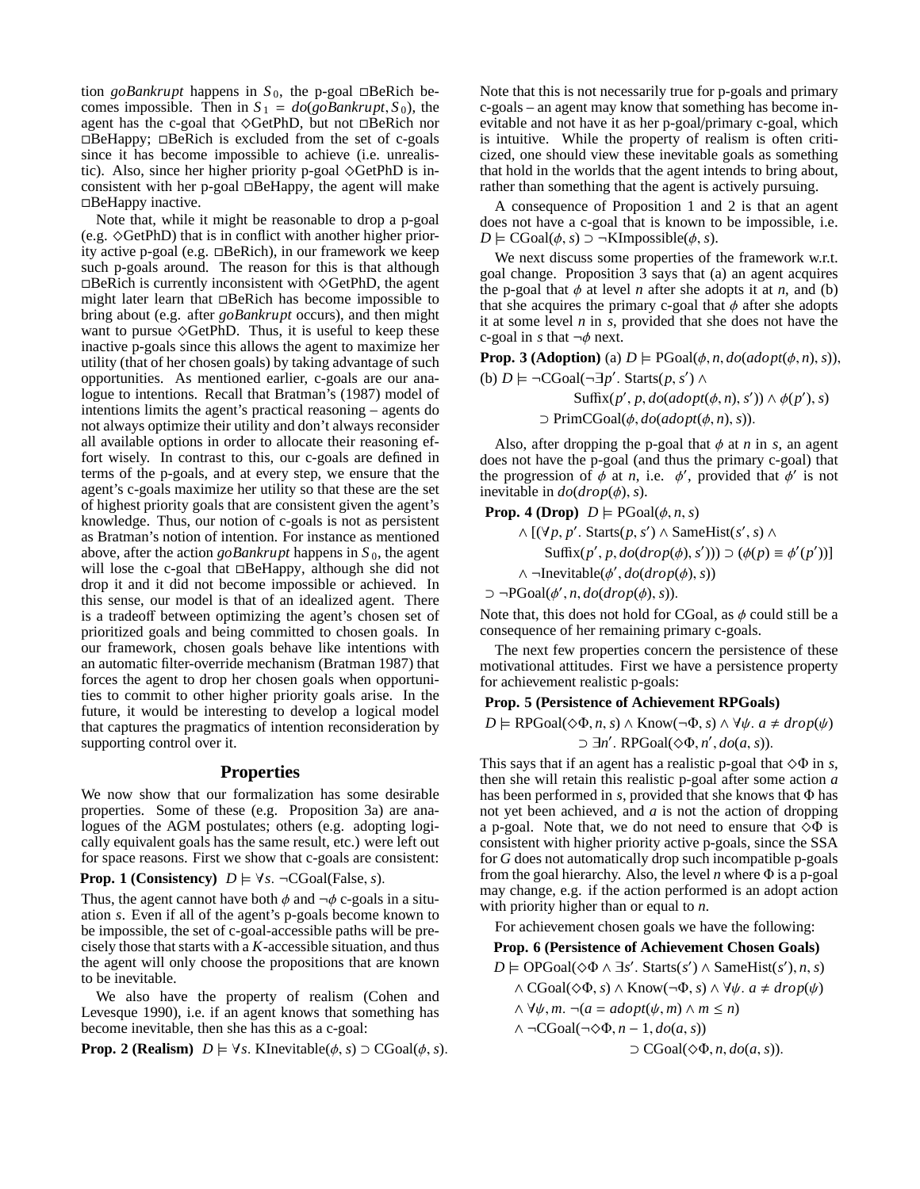tion *goBankrupt* happens in $S_0$, the p-goal $\Box$BeRich becomes impossible. Then in $S_1 = do(goBankrupt, S_0)$, the agent has the c-goal that $\Diamond$GetPhD, but not $\Box$BeRich nor $\Box$BeHappy; $\Box$BeRich is excluded from the set of c-goals since it has become impossible to achieve (i.e. unrealistic). Also, since her higher priority p-goal $\Diamond$GetPhD is inconsistent with her p-goal $\Box$BeHappy, the agent will make $\Box$BeHappy inactive.

Note that, while it might be reasonable to drop a p-goal (e.g. $\Diamond$GetPhD) that is in conflict with another higher priority active p-goal (e.g. $\Box$BeRich), in our framework we keep such p-goals around. The reason for this is that although $\Box$BeRich is currently inconsistent with $\Diamond$GetPhD, the agent might later learn that $\Box$BeRich has become impossible to bring about (e.g. after *goBankrupt* occurs), and then might want to pursue $\Diamond$GetPhD. Thus, it is useful to keep these inactive p-goals since this allows the agent to maximize her utility (that of her chosen goals) by taking advantage of such opportunities. As mentioned earlier, c-goals are our analogue to intentions. Recall that Bratman's (1987) model of intentions limits the agent's practical reasoning – agents do not always optimize their utility and don't always reconsider all available options in order to allocate their reasoning effort wisely. In contrast to this, our c-goals are defined in terms of the p-goals, and at every step, we ensure that the agent's c-goals maximize her utility so that these are the set of highest priority goals that are consistent given the agent's knowledge. Thus, our notion of c-goals is not as persistent as Bratman's notion of intention. For instance as mentioned above, after the action *goBankrupt* happens in $S_0$, the agent will lose the c-goal that $\Box$BeHappy, although she did not drop it and it did not become impossible or achieved. In this sense, our model is that of an idealized agent. There is a tradeoff between optimizing the agent's chosen set of prioritized goals and being committed to chosen goals. In our framework, chosen goals behave like intentions with an automatic filter-override mechanism (Bratman 1987) that forces the agent to drop her chosen goals when opportunities to commit to other higher priority goals arise. In the future, it would be interesting to develop a logical model that captures the pragmatics of intention reconsideration by supporting control over it.

## Properties

We now show that our formalization has some desirable properties. Some of these (e.g. Proposition 3a) are analogues of the AGM postulates; others (e.g. adopting logically equivalent goals has the same result, etc.) were left out for space reasons. First we show that c-goals are consistent:

**Prop. 1 (Consistency)** $D \models \forall s.\ \neg\text{CGoal}(\text{False}, s)$.

Thus, the agent cannot have both $\phi$ and $\neg\phi$ c-goals in a situation $s$. Even if all of the agent's p-goals become known to be impossible, the set of c-goal-accessible paths will be precisely those that starts with a $K$-accessible situation, and thus the agent will only choose the propositions that are known to be inevitable.

We also have the property of realism (Cohen and Levesque 1990), i.e. if an agent knows that something has become inevitable, then she has this as a c-goal:

**Prop. 2 (Realism)** $D \models \forall s.\ \text{KInevitable}(\phi, s) \supset \text{CGoal}(\phi, s)$.

Note that this is not necessarily true for p-goals and primary c-goals – an agent may know that something has become inevitable and not have it as her p-goal/primary c-goal, which is intuitive. While the property of realism is often criticized, one should view these inevitable goals as something that hold in the worlds that the agent intends to bring about, rather than something that the agent is actively pursuing.

A consequence of Proposition 1 and 2 is that an agent does not have a c-goal that is known to be impossible, i.e. $D \models \text{CGoal}(\phi, s) \supset \neg\text{KImpossible}(\phi, s)$.

We next discuss some properties of the framework w.r.t. goal change. Proposition 3 says that (a) an agent acquires the p-goal that $\phi$ at level $n$ after she adopts it at $n$, and (b) that she acquires the primary c-goal that $\phi$ after she adopts it at some level $n$ in $s$, provided that she does not have the c-goal in $s$ that $\neg\phi$ next.

**Prop. 3 (Adoption)** (a) $D \models \text{PGoal}(\phi, n, do(adopt(\phi, n), s))$,
(b) $D \models \neg\text{CGoal}(\neg\exists p'.\ \text{Starts}(p, s') \wedge$
$\quad\quad \text{Suffix}(p', p, do(adopt(\phi, n), s')) \wedge \phi(p'), s)$
$\quad\quad \supset \text{PrimCGoal}(\phi, do(adopt(\phi, n), s))$.

Also, after dropping the p-goal that $\phi$ at $n$ in $s$, an agent does not have the p-goal (and thus the primary c-goal) that the progression of $\phi$ at $n$, i.e. $\phi'$, provided that $\phi'$ is not inevitable in $do(drop(\phi), s)$.

**Prop. 4 (Drop)** $D \models \text{PGoal}(\phi, n, s)$
$\quad \wedge [(\forall p, p'.\ \text{Starts}(p, s') \wedge \text{SameHist}(s', s) \wedge$
$\quad\quad \text{Suffix}(p', p, do(drop(\phi), s'))) \supset (\phi(p) \equiv \phi'(p'))]$
$\quad \wedge \neg\text{Inevitable}(\phi', do(drop(\phi), s))$
$\supset \neg\text{PGoal}(\phi', n, do(drop(\phi), s))$.

Note that, this does not hold for CGoal, as $\phi$ could still be a consequence of her remaining primary c-goals.

The next few properties concern the persistence of these motivational attitudes. First we have a persistence property for achievement realistic p-goals:

**Prop. 5 (Persistence of Achievement RPGoals)**

$$D \models \text{RPGoal}(\Diamond\Phi, n, s) \wedge \text{Know}(\neg\Phi, s) \wedge \forall\psi.\ a \neq drop(\psi) \supset \exists n'.\ \text{RPGoal}(\Diamond\Phi, n', do(a, s)).$$

This says that if an agent has a realistic p-goal that $\Diamond\Phi$ in $s$, then she will retain this realistic p-goal after some action $a$ has been performed in $s$, provided that she knows that $\Phi$ has not yet been achieved, and $a$ is not the action of dropping a p-goal. Note that, we do not need to ensure that $\Diamond\Phi$ is consistent with higher priority active p-goals, since the SSA for $G$ does not automatically drop such incompatible p-goals from the goal hierarchy. Also, the level $n$ where $\Phi$ is a p-goal may change, e.g. if the action performed is an adopt action with priority higher than or equal to $n$.

For achievement chosen goals we have the following:

**Prop. 6 (Persistence of Achievement Chosen Goals)**

$$\begin{aligned}
D \models\ & \text{OPGoal}(\Diamond\Phi \wedge \exists s'.\ \text{Starts}(s') \wedge \text{SameHist}(s'), n, s) \\
& \wedge \text{CGoal}(\Diamond\Phi, s) \wedge \text{Know}(\neg\Phi, s) \wedge \forall\psi.\ a \neq drop(\psi) \\
& \wedge \forall\psi, m.\ \neg(a = adopt(\psi, m) \wedge m \leq n) \\
& \wedge \neg\text{CGoal}(\neg\Diamond\Phi, n-1, do(a, s)) \\
& \supset \text{CGoal}(\Diamond\Phi, n, do(a, s)).
\end{aligned}$$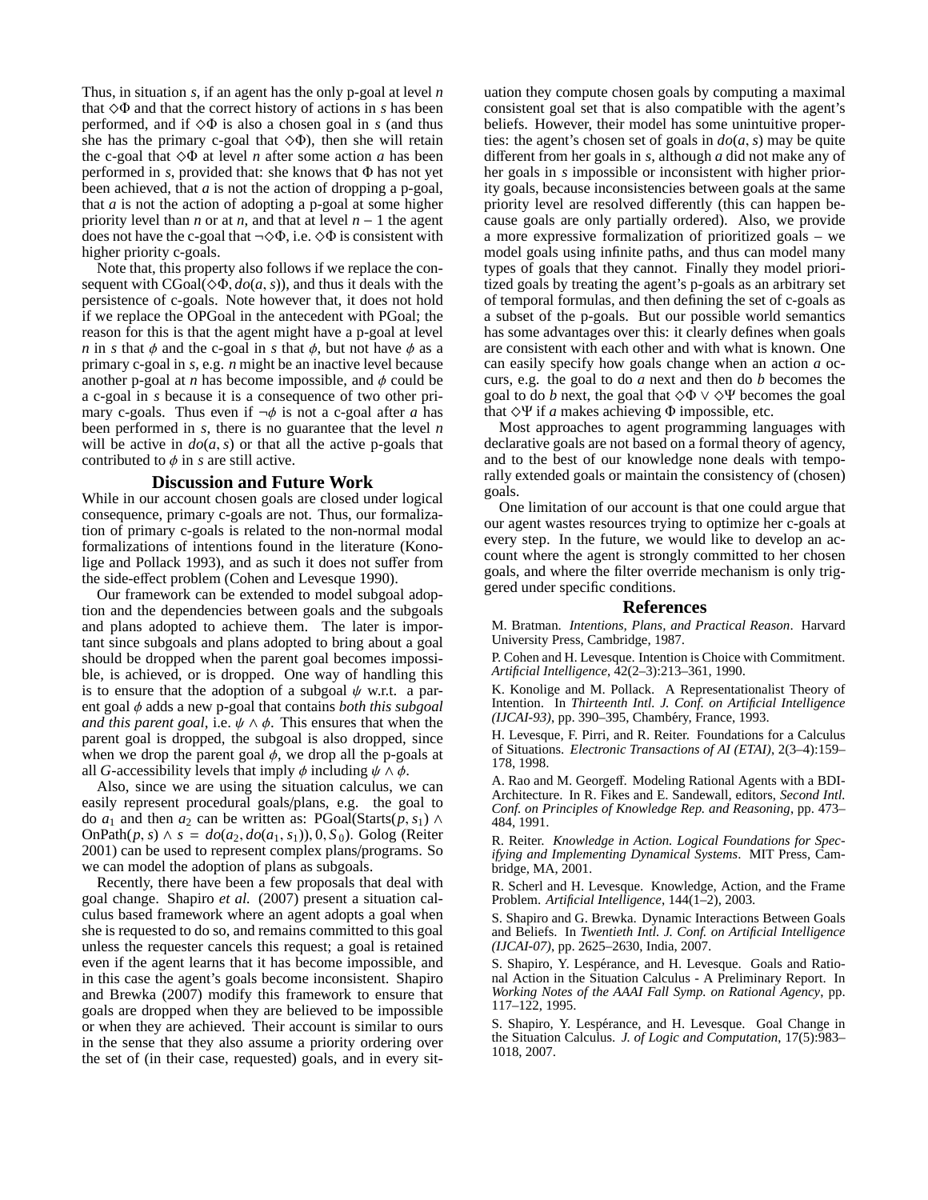Thus, in situation $s$, if an agent has the only p-goal at level $n$ that $\Diamond\Phi$ and that the correct history of actions in $s$ has been performed, and if $\Diamond\Phi$ is also a chosen goal in $s$ (and thus she has the primary c-goal that $\Diamond\Phi$), then she will retain the c-goal that $\Diamond\Phi$ at level $n$ after some action $a$ has been performed in $s$, provided that: she knows that $\Phi$ has not yet been achieved, that $a$ is not the action of dropping a p-goal, that $a$ is not the action of adopting a p-goal at some higher priority level than $n$ or at $n$, and that at level $n-1$ the agent does not have the c-goal that $\neg\Diamond\Phi$, i.e. $\Diamond\Phi$ is consistent with higher priority c-goals.

Note that, this property also follows if we replace the consequent with $\text{CGoal}(\Diamond\Phi, do(a, s))$, and thus it deals with the persistence of c-goals. Note however that, it does not hold if we replace the OPGoal in the antecedent with PGoal; the reason for this is that the agent might have a p-goal at level $n$ in $s$ that $\phi$ and the c-goal in $s$ that $\phi$, but not have $\phi$ as a primary c-goal in $s$, e.g. $n$ might be an inactive level because another p-goal at $n$ has become impossible, and $\phi$ could be a c-goal in $s$ because it is a consequence of two other primary c-goals. Thus even if $\neg\phi$ is not a c-goal after $a$ has been performed in $s$, there is no guarantee that the level $n$ will be active in $do(a, s)$ or that all the active p-goals that contributed to $\phi$ in $s$ are still active.

## Discussion and Future Work

While in our account chosen goals are closed under logical consequence, primary c-goals are not. Thus, our formalization of primary c-goals is related to the non-normal modal formalizations of intentions found in the literature (Konolige and Pollack 1993), and as such it does not suffer from the side-effect problem (Cohen and Levesque 1990).

Our framework can be extended to model subgoal adoption and the dependencies between goals and the subgoals and plans adopted to achieve them. The later is important since subgoals and plans adopted to bring about a goal should be dropped when the parent goal becomes impossible, is achieved, or is dropped. One way of handling this is to ensure that the adoption of a subgoal $\psi$ w.r.t. a parent goal $\phi$ adds a new p-goal that contains *both this subgoal and this parent goal*, i.e. $\psi \wedge \phi$. This ensures that when the parent goal is dropped, the subgoal is also dropped, since when we drop the parent goal $\phi$, we drop all the p-goals at all $G$-accessibility levels that imply $\phi$ including $\psi \wedge \phi$.

Also, since we are using the situation calculus, we can easily represent procedural goals/plans, e.g. the goal to do $a_1$ and then $a_2$ can be written as: $\text{PGoal}(\text{Starts}(p, s_1) \wedge \text{OnPath}(p, s) \wedge s = do(a_2, do(a_1, s_1)), 0, S_0)$. Golog (Reiter 2001) can be used to represent complex plans/programs. So we can model the adoption of plans as subgoals.

Recently, there have been a few proposals that deal with goal change. Shapiro *et al.* (2007) present a situation calculus based framework where an agent adopts a goal when she is requested to do so, and remains committed to this goal unless the requester cancels this request; a goal is retained even if the agent learns that it has become impossible, and in this case the agent's goals become inconsistent. Shapiro and Brewka (2007) modify this framework to ensure that goals are dropped when they are believed to be impossible or when they are achieved. Their account is similar to ours in the sense that they also assume a priority ordering over the set of (in their case, requested) goals, and in every situation they compute chosen goals by computing a maximal consistent goal set that is also compatible with the agent's beliefs. However, their model has some unintuitive properties: the agent's chosen set of goals in $do(a, s)$ may be quite different from her goals in $s$, although $a$ did not make any of her goals in $s$ impossible or inconsistent with higher priority goals, because inconsistencies between goals at the same priority level are resolved differently (this can happen because goals are only partially ordered). Also, we provide a more expressive formalization of prioritized goals – we model goals using infinite paths, and thus can model many types of goals that they cannot. Finally they model prioritized goals by treating the agent's p-goals as an arbitrary set of temporal formulas, and then defining the set of c-goals as a subset of the p-goals. But our possible world semantics has some advantages over this: it clearly defines when goals are consistent with each other and with what is known. One can easily specify how goals change when an action $a$ occurs, e.g. the goal to do $a$ next and then do $b$ becomes the goal to do $b$ next, the goal that $\Diamond\Phi \vee \Diamond\Psi$ becomes the goal that $\Diamond\Psi$ if $a$ makes achieving $\Phi$ impossible, etc.

Most approaches to agent programming languages with declarative goals are not based on a formal theory of agency, and to the best of our knowledge none deals with temporally extended goals or maintain the consistency of (chosen) goals.

One limitation of our account is that one could argue that our agent wastes resources trying to optimize her c-goals at every step. In the future, we would like to develop an account where the agent is strongly committed to her chosen goals, and where the filter override mechanism is only triggered under specific conditions.

## References

M. Bratman. *Intentions, Plans, and Practical Reason*. Harvard University Press, Cambridge, 1987.

P. Cohen and H. Levesque. Intention is Choice with Commitment. *Artificial Intelligence*, 42(2–3):213–361, 1990.

K. Konolige and M. Pollack. A Representationalist Theory of Intention. In *Thirteenth Intl. J. Conf. on Artificial Intelligence (IJCAI-93)*, pp. 390–395, Chambéry, France, 1993.

H. Levesque, F. Pirri, and R. Reiter. Foundations for a Calculus of Situations. *Electronic Transactions of AI (ETAI)*, 2(3–4):159–178, 1998.

A. Rao and M. Georgeff. Modeling Rational Agents with a BDI-Architecture. In R. Fikes and E. Sandewall, editors, *Second Intl. Conf. on Principles of Knowledge Rep. and Reasoning*, pp. 473–484, 1991.

R. Reiter. *Knowledge in Action. Logical Foundations for Specifying and Implementing Dynamical Systems*. MIT Press, Cambridge, MA, 2001.

R. Scherl and H. Levesque. Knowledge, Action, and the Frame Problem. *Artificial Intelligence*, 144(1–2), 2003.

S. Shapiro and G. Brewka. Dynamic Interactions Between Goals and Beliefs. In *Twentieth Intl. J. Conf. on Artificial Intelligence (IJCAI-07)*, pp. 2625–2630, India, 2007.

S. Shapiro, Y. Lespérance, and H. Levesque. Goals and Rational Action in the Situation Calculus - A Preliminary Report. In *Working Notes of the AAAI Fall Symp. on Rational Agency*, pp. 117–122, 1995.

S. Shapiro, Y. Lespérance, and H. Levesque. Goal Change in the Situation Calculus. *J. of Logic and Computation*, 17(5):983–1018, 2007.